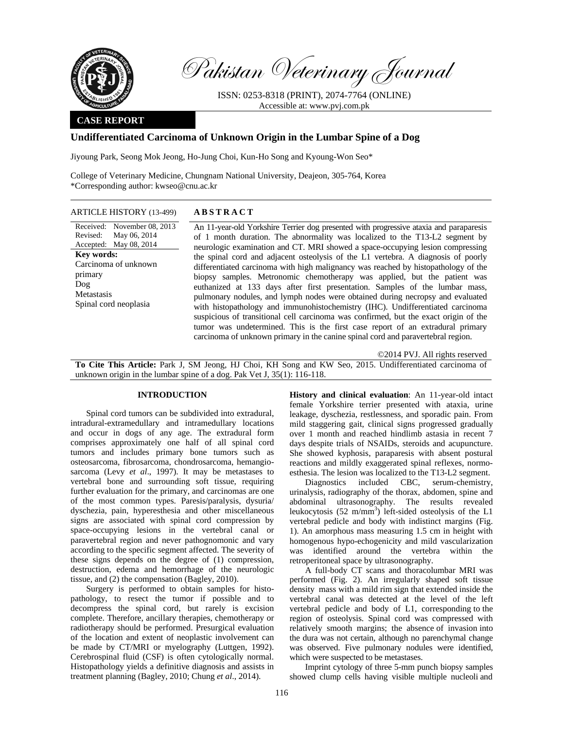Pakistan Veterinary Journal

ISSN: 0253-8318 (PRINT), 2074-7764 (ONLINE)
Accessible at: www.pvj.com.pk

**CASE REPORT**

# Undifferentiated Carcinoma of Unknown Origin in the Lumbar Spine of a Dog

Jiyoung Park, Seong Mok Jeong, Ho-Jung Choi, Kun-Ho Song and Kyoung-Won Seo*

College of Veterinary Medicine, Chungnam National University, Deajeon, 305-764, Korea
*Corresponding author: kwseo@cnu.ac.kr

**ARTICLE HISTORY** (13-499)

Received: November 08, 2013
Revised: May 06, 2014
Accepted: May 08, 2014

**Key words:**
Carcinoma of unknown primary
Dog
Metastasis
Spinal cord neoplasia

## ABSTRACT

An 11-year-old Yorkshire Terrier dog presented with progressive ataxia and paraparesis of 1 month duration. The abnormality was localized to the T13-L2 segment by neurologic examination and CT. MRI showed a space-occupying lesion compressing the spinal cord and adjacent osteolysis of the L1 vertebra. A diagnosis of poorly differentiated carcinoma with high malignancy was reached by histopathology of the biopsy samples. Metronomic chemotherapy was applied, but the patient was euthanized at 133 days after first presentation. Samples of the lumbar mass, pulmonary nodules, and lymph nodes were obtained during necropsy and evaluated with histopathology and immunohistochemistry (IHC). Undifferentiated carcinoma suspicious of transitional cell carcinoma was confirmed, but the exact origin of the tumor was undetermined. This is the first case report of an extradural primary carcinoma of unknown primary in the canine spinal cord and paravertebral region.

©2014 PVJ. All rights reserved

**To Cite This Article:** Park J, SM Jeong, HJ Choi, KH Song and KW Seo, 2015. Undifferentiated carcinoma of unknown origin in the lumbar spine of a dog. Pak Vet J, 35(1): 116-118.

## INTRODUCTION

Spinal cord tumors can be subdivided into extradural, intradural-extramedullary and intramedullary locations and occur in dogs of any age. The extradural form comprises approximately one half of all spinal cord tumors and includes primary bone tumors such as osteosarcoma, fibrosarcoma, chondrosarcoma, hemangiosarcoma (Levy *et al*., 1997). It may be metastases to vertebral bone and surrounding soft tissue, requiring further evaluation for the primary, and carcinomas are one of the most common types. Paresis/paralysis, dysuria/dyschezia, pain, hyperesthesia and other miscellaneous signs are associated with spinal cord compression by space-occupying lesions in the vertebral canal or paravertebral region and never pathognomonic and vary according to the specific segment affected. The severity of these signs depends on the degree of (1) compression, destruction, edema and hemorrhage of the neurologic tissue, and (2) the compensation (Bagley, 2010).

Surgery is performed to obtain samples for histopathology, to resect the tumor if possible and to decompress the spinal cord, but rarely is excision complete. Therefore, ancillary therapies, chemotherapy or radiotherapy should be performed. Presurgical evaluation of the location and extent of neoplastic involvement can be made by CT/MRI or myelography (Luttgen, 1992). Cerebrospinal fluid (CSF) is often cytologically normal. Histopathology yields a definitive diagnosis and assists in treatment planning (Bagley, 2010; Chung *et al*., 2014).

**History and clinical evaluation**: An 11-year-old intact female Yorkshire terrier presented with ataxia, urine leakage, dyschezia, restlessness, and sporadic pain. From mild staggering gait, clinical signs progressed gradually over 1 month and reached hindlimb astasia in recent 7 days despite trials of NSAIDs, steroids and acupuncture. She showed kyphosis, paraparesis with absent postural reactions and mildly exaggerated spinal reflexes, normoesthesia. The lesion was localized to the T13-L2 segment.

Diagnostics included CBC, serum-chemistry, urinalysis, radiography of the thorax, abdomen, spine and abdominal ultrasonography. The results revealed leukocytosis (52 m/mm$^3$) left-sided osteolysis of the L1 vertebral pedicle and body with indistinct margins (Fig. 1). An amorphous mass measuring 1.5 cm in height with homogenous hypo-echogenicity and mild vascularization was identified around the vertebra within the retroperitoneal space by ultrasonography.

A full-body CT scans and thoracolumbar MRI was performed (Fig. 2). An irregularly shaped soft tissue density mass with a mild rim sign that extended inside the vertebral canal was detected at the level of the left vertebral pedicle and body of L1, corresponding to the region of osteolysis. Spinal cord was compressed with relatively smooth margins; the absence of invasion into the dura was not certain, although no parenchymal change was observed. Five pulmonary nodules were identified, which were suspected to be metastases.

Imprint cytology of three 5-mm punch biopsy samples showed clump cells having visible multiple nucleoli and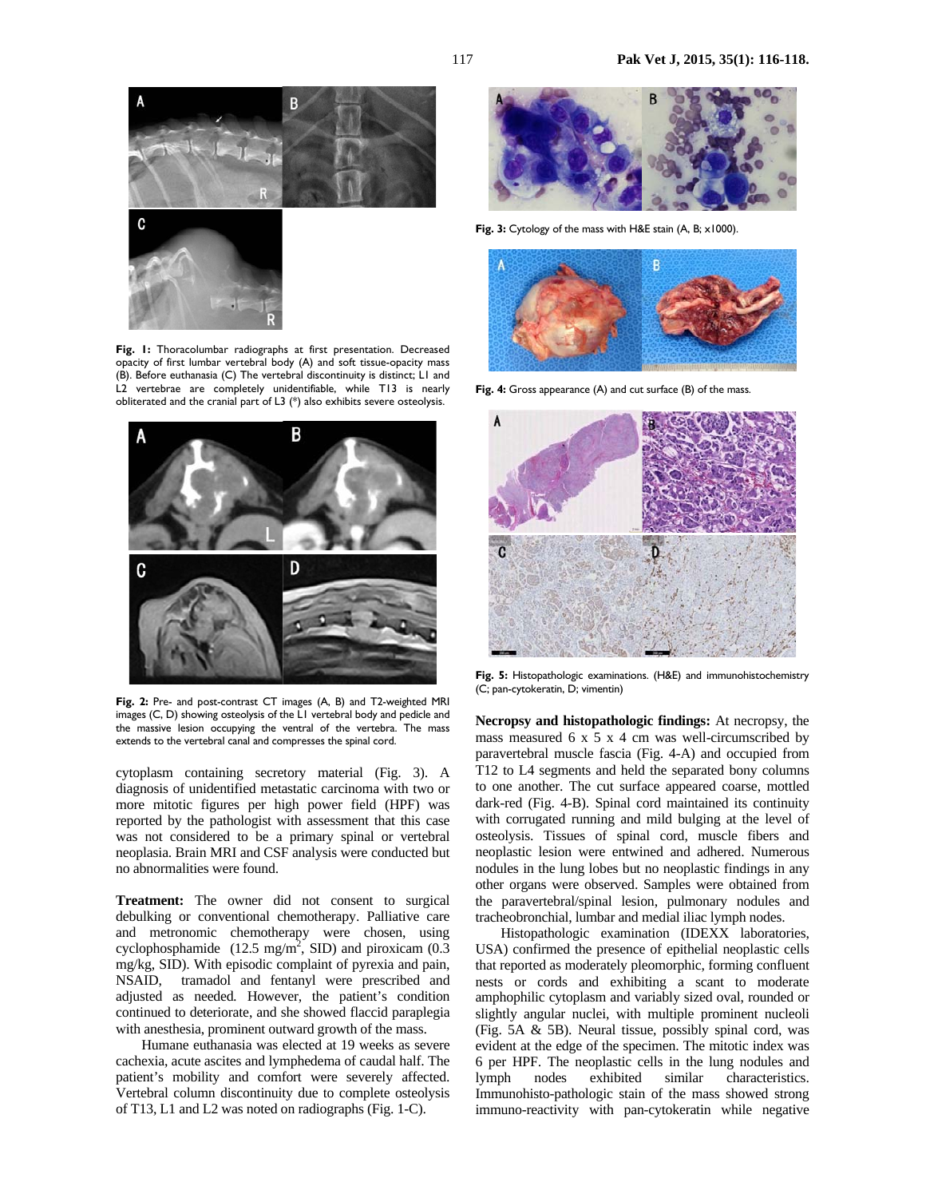Fig. 1: Thoracolumbar radiographs at first presentation. Decreased opacity of first lumbar vertebral body (A) and soft tissue-opacity mass (B). Before euthanasia (C) The vertebral discontinuity is distinct; L1 and L2 vertebrae are completely unidentifiable, while T13 is nearly obliterated and the cranial part of L3 (*) also exhibits severe osteolysis.

Fig. 2: Pre- and post-contrast CT images (A, B) and T2-weighted MRI images (C, D) showing osteolysis of the L1 vertebral body and pedicle and the massive lesion occupying the ventral of the vertebra. The mass extends to the vertebral canal and compresses the spinal cord.

cytoplasm containing secretory material (Fig. 3). A diagnosis of unidentified metastatic carcinoma with two or more mitotic figures per high power field (HPF) was reported by the pathologist with assessment that this case was not considered to be a primary spinal or vertebral neoplasia. Brain MRI and CSF analysis were conducted but no abnormalities were found.

**Treatment:** The owner did not consent to surgical debulking or conventional chemotherapy. Palliative care and metronomic chemotherapy were chosen, using cyclophosphamide (12.5 mg/m$^2$, SID) and piroxicam (0.3 mg/kg, SID). With episodic complaint of pyrexia and pain, NSAID, tramadol and fentanyl were prescribed and adjusted as needed. However, the patient's condition continued to deteriorate, and she showed flaccid paraplegia with anesthesia, prominent outward growth of the mass.

Humane euthanasia was elected at 19 weeks as severe cachexia, acute ascites and lymphedema of caudal half. The patient's mobility and comfort were severely affected. Vertebral column discontinuity due to complete osteolysis of T13, L1 and L2 was noted on radiographs (Fig. 1-C).

Fig. 3: Cytology of the mass with H&E stain (A, B; x1000).

Fig. 4: Gross appearance (A) and cut surface (B) of the mass.

Fig. 5: Histopathologic examinations. (H&E) and immunohistochemistry (C; pan-cytokeratin, D; vimentin)

**Necropsy and histopathologic findings:** At necropsy, the mass measured 6 x 5 x 4 cm was well-circumscribed by paravertebral muscle fascia (Fig. 4-A) and occupied from T12 to L4 segments and held the separated bony columns to one another. The cut surface appeared coarse, mottled dark-red (Fig. 4-B). Spinal cord maintained its continuity with corrugated running and mild bulging at the level of osteolysis. Tissues of spinal cord, muscle fibers and neoplastic lesion were entwined and adhered. Numerous nodules in the lung lobes but no neoplastic findings in any other organs were observed. Samples were obtained from the paravertebral/spinal lesion, pulmonary nodules and tracheobronchial, lumbar and medial iliac lymph nodes.

Histopathologic examination (IDEXX laboratories, USA) confirmed the presence of epithelial neoplastic cells that reported as moderately pleomorphic, forming confluent nests or cords and exhibiting a scant to moderate amphophilic cytoplasm and variably sized oval, rounded or slightly angular nuclei, with multiple prominent nucleoli (Fig. 5A & 5B). Neural tissue, possibly spinal cord, was evident at the edge of the specimen. The mitotic index was 6 per HPF. The neoplastic cells in the lung nodules and lymph nodes exhibited similar characteristics. Immunohisto-pathologic stain of the mass showed strong immuno-reactivity with pan-cytokeratin while negative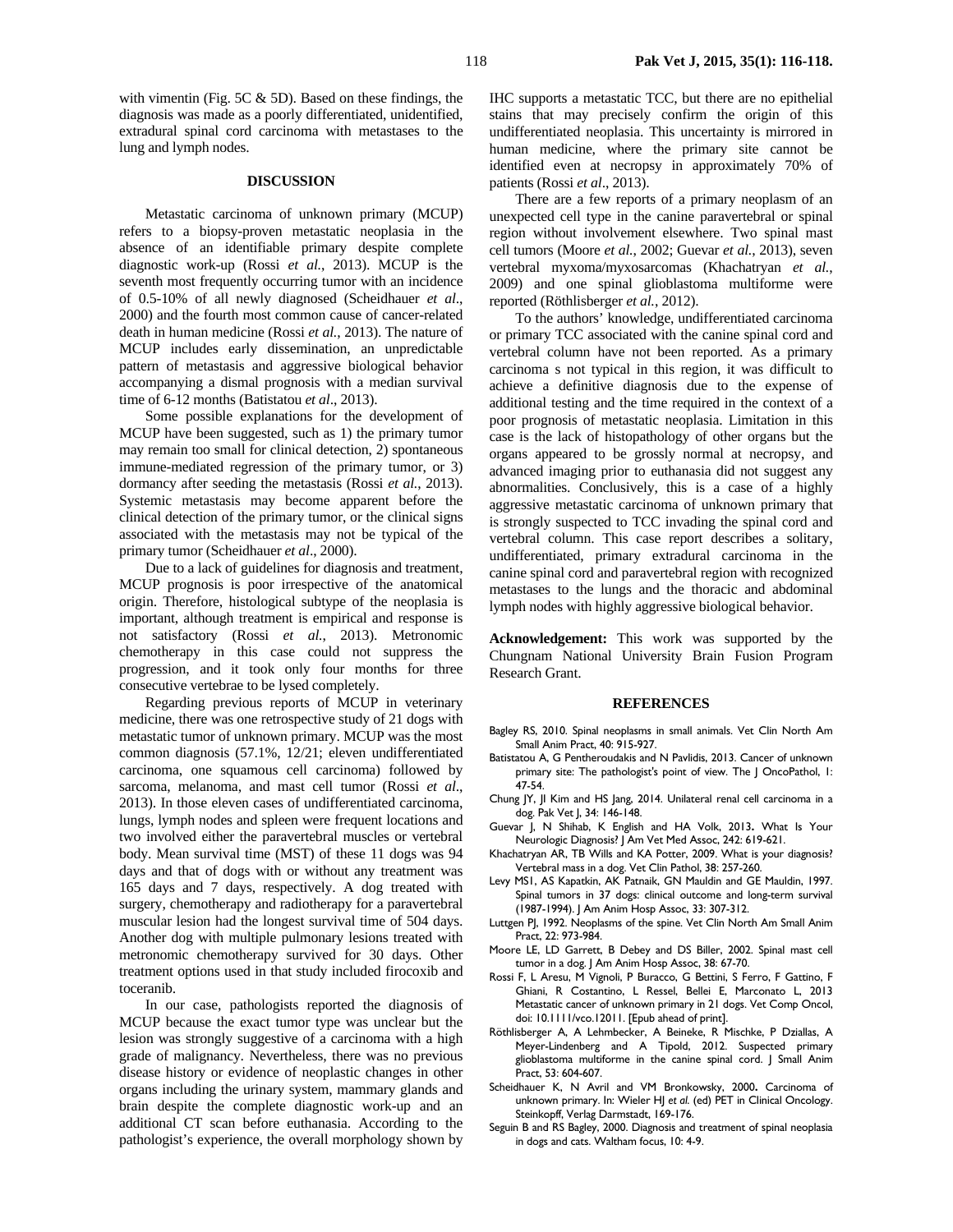with vimentin (Fig. 5C & 5D). Based on these findings, the diagnosis was made as a poorly differentiated, unidentified, extradural spinal cord carcinoma with metastases to the lung and lymph nodes.

## DISCUSSION

Metastatic carcinoma of unknown primary (MCUP) refers to a biopsy-proven metastatic neoplasia in the absence of an identifiable primary despite complete diagnostic work-up (Rossi *et al.*, 2013). MCUP is the seventh most frequently occurring tumor with an incidence of 0.5-10% of all newly diagnosed (Scheidhauer *et al*., 2000) and the fourth most common cause of cancer-related death in human medicine (Rossi *et al.*, 2013). The nature of MCUP includes early dissemination, an unpredictable pattern of metastasis and aggressive biological behavior accompanying a dismal prognosis with a median survival time of 6-12 months (Batistatou *et al*., 2013).

Some possible explanations for the development of MCUP have been suggested, such as 1) the primary tumor may remain too small for clinical detection, 2) spontaneous immune-mediated regression of the primary tumor, or 3) dormancy after seeding the metastasis (Rossi *et al.*, 2013). Systemic metastasis may become apparent before the clinical detection of the primary tumor, or the clinical signs associated with the metastasis may not be typical of the primary tumor (Scheidhauer *et al*., 2000).

Due to a lack of guidelines for diagnosis and treatment, MCUP prognosis is poor irrespective of the anatomical origin. Therefore, histological subtype of the neoplasia is important, although treatment is empirical and response is not satisfactory (Rossi *et al.*, 2013). Metronomic chemotherapy in this case could not suppress the progression, and it took only four months for three consecutive vertebrae to be lysed completely.

Regarding previous reports of MCUP in veterinary medicine, there was one retrospective study of 21 dogs with metastatic tumor of unknown primary. MCUP was the most common diagnosis (57.1%, 12/21; eleven undifferentiated carcinoma, one squamous cell carcinoma) followed by sarcoma, melanoma, and mast cell tumor (Rossi *et al*., 2013). In those eleven cases of undifferentiated carcinoma, lungs, lymph nodes and spleen were frequent locations and two involved either the paravertebral muscles or vertebral body. Mean survival time (MST) of these 11 dogs was 94 days and that of dogs with or without any treatment was 165 days and 7 days, respectively. A dog treated with surgery, chemotherapy and radiotherapy for a paravertebral muscular lesion had the longest survival time of 504 days. Another dog with multiple pulmonary lesions treated with metronomic chemotherapy survived for 30 days. Other treatment options used in that study included firocoxib and toceranib.

In our case, pathologists reported the diagnosis of MCUP because the exact tumor type was unclear but the lesion was strongly suggestive of a carcinoma with a high grade of malignancy. Nevertheless, there was no previous disease history or evidence of neoplastic changes in other organs including the urinary system, mammary glands and brain despite the complete diagnostic work-up and an additional CT scan before euthanasia. According to the pathologist's experience, the overall morphology shown by IHC supports a metastatic TCC, but there are no epithelial stains that may precisely confirm the origin of this undifferentiated neoplasia. This uncertainty is mirrored in human medicine, where the primary site cannot be identified even at necropsy in approximately 70% of patients (Rossi *et al*., 2013).

There are a few reports of a primary neoplasm of an unexpected cell type in the canine paravertebral or spinal region without involvement elsewhere. Two spinal mast cell tumors (Moore *et al.*, 2002; Guevar *et al*., 2013), seven vertebral myxoma/myxosarcomas (Khachatryan *et al.*, 2009) and one spinal glioblastoma multiforme were reported (Röthlisberger *et al.*, 2012).

To the authors' knowledge, undifferentiated carcinoma or primary TCC associated with the canine spinal cord and vertebral column have not been reported. As a primary carcinoma s not typical in this region, it was difficult to achieve a definitive diagnosis due to the expense of additional testing and the time required in the context of a poor prognosis of metastatic neoplasia. Limitation in this case is the lack of histopathology of other organs but the organs appeared to be grossly normal at necropsy, and advanced imaging prior to euthanasia did not suggest any abnormalities. Conclusively, this is a case of a highly aggressive metastatic carcinoma of unknown primary that is strongly suspected to TCC invading the spinal cord and vertebral column. This case report describes a solitary, undifferentiated, primary extradural carcinoma in the canine spinal cord and paravertebral region with recognized metastases to the lungs and the thoracic and abdominal lymph nodes with highly aggressive biological behavior.

**Acknowledgement:** This work was supported by the Chungnam National University Brain Fusion Program Research Grant.

## REFERENCES

Bagley RS, 2010. Spinal neoplasms in small animals. Vet Clin North Am Small Anim Pract, 40: 915-927.

Batistatou A, G Pentheroudakis and N Pavlidis, 2013. Cancer of unknown primary site: The pathologist's point of view. The J OncoPathol, 1: 47-54.

Chung JY, JI Kim and HS Jang, 2014. Unilateral renal cell carcinoma in a dog. Pak Vet J, 34: 146-148.

Guevar J, N Shihab, K English and HA Volk, 2013. What Is Your Neurologic Diagnosis? J Am Vet Med Assoc, 242: 619-621.

Khachatryan AR, TB Wills and KA Potter, 2009. What is your diagnosis? Vertebral mass in a dog. Vet Clin Pathol, 38: 257-260.

Levy MS1, AS Kapatkin, AK Patnaik, GN Mauldin and GE Mauldin, 1997. Spinal tumors in 37 dogs: clinical outcome and long-term survival (1987-1994). J Am Anim Hosp Assoc, 33: 307-312.

Luttgen PJ, 1992. Neoplasms of the spine. Vet Clin North Am Small Anim Pract, 22: 973-984.

Moore LE, LD Garrett, B Debey and DS Biller, 2002. Spinal mast cell tumor in a dog. J Am Anim Hosp Assoc, 38: 67-70.

Rossi F, L Aresu, M Vignoli, P Buracco, G Bettini, S Ferro, F Gattino, F Ghiani, R Costantino, L Ressel, Bellei E, Marconato L, 2013 Metastatic cancer of unknown primary in 21 dogs. Vet Comp Oncol, doi: 10.1111/vco.12011. [Epub ahead of print].

Röthlisberger A, A Lehmbecker, A Beineke, R Mischke, P Dziallas, A Meyer-Lindenberg and A Tipold, 2012. Suspected primary glioblastoma multiforme in the canine spinal cord. J Small Anim Pract, 53: 604-607.

Scheidhauer K, N Avril and VM Bronkowsky, 2000. Carcinoma of unknown primary. In: Wieler HJ *et al.* (ed) PET in Clinical Oncology. Steinkopff, Verlag Darmstadt, 169-176.

Seguin B and RS Bagley, 2000. Diagnosis and treatment of spinal neoplasia in dogs and cats. Waltham focus, 10: 4-9.